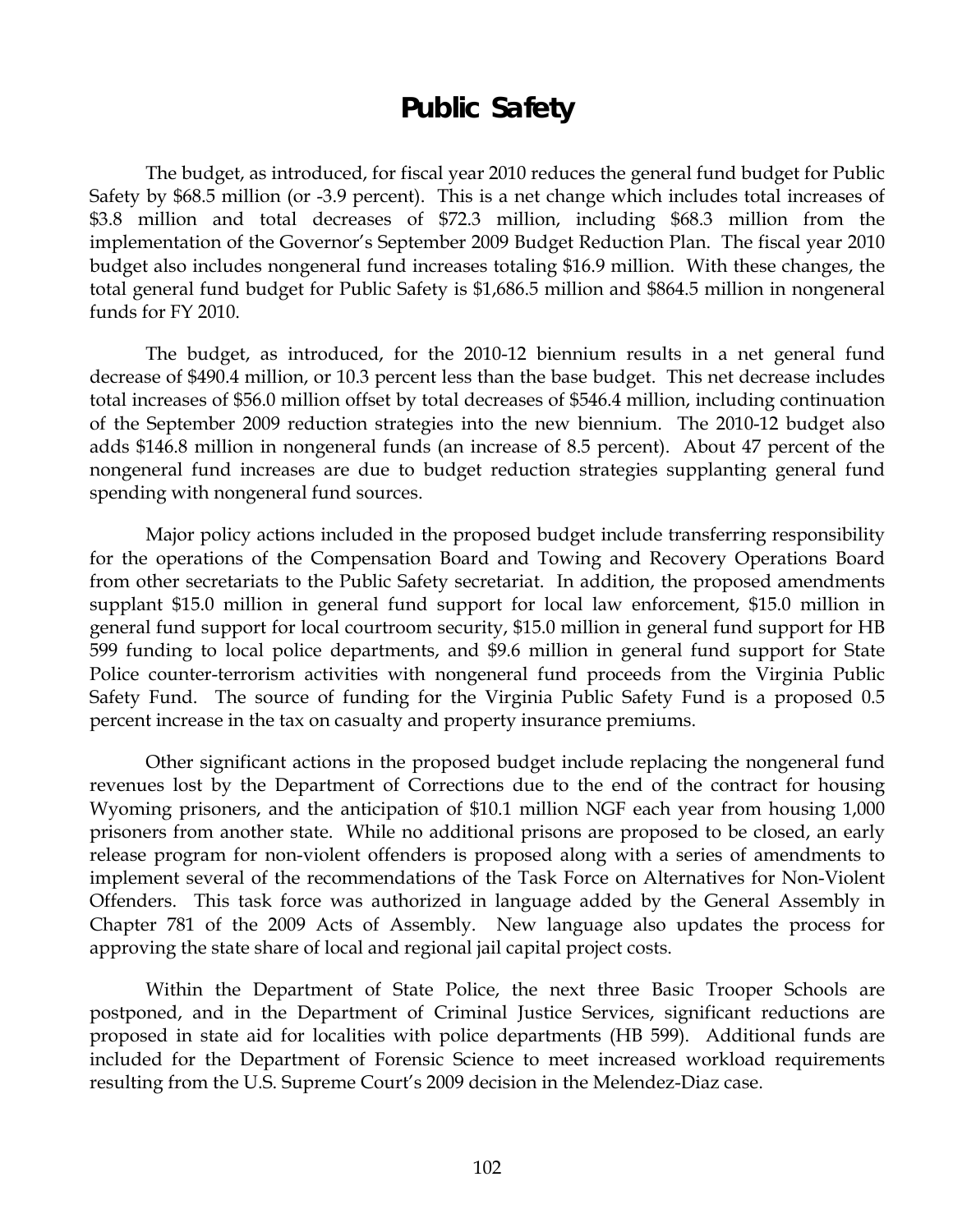# Public Safety

The budget, as introduced, for fiscal year 2010 reduces the general fund budget for Public Safety by $68.5 million (or -3.9 percent). This is a net change which includes total increases of $3.8 million and total decreases of $72.3 million, including $68.3 million from the implementation of the Governor's September 2009 Budget Reduction Plan. The fiscal year 2010 budget also includes nongeneral fund increases totaling $16.9 million. With these changes, the total general fund budget for Public Safety is $1,686.5 million and $864.5 million in nongeneral funds for FY 2010.

The budget, as introduced, for the 2010-12 biennium results in a net general fund decrease of $490.4 million, or 10.3 percent less than the base budget. This net decrease includes total increases of $56.0 million offset by total decreases of $546.4 million, including continuation of the September 2009 reduction strategies into the new biennium. The 2010-12 budget also adds $146.8 million in nongeneral funds (an increase of 8.5 percent). About 47 percent of the nongeneral fund increases are due to budget reduction strategies supplanting general fund spending with nongeneral fund sources.

Major policy actions included in the proposed budget include transferring responsibility for the operations of the Compensation Board and Towing and Recovery Operations Board from other secretariats to the Public Safety secretariat. In addition, the proposed amendments supplant $15.0 million in general fund support for local law enforcement, $15.0 million in general fund support for local courtroom security, $15.0 million in general fund support for HB 599 funding to local police departments, and $9.6 million in general fund support for State Police counter-terrorism activities with nongeneral fund proceeds from the Virginia Public Safety Fund. The source of funding for the Virginia Public Safety Fund is a proposed 0.5 percent increase in the tax on casualty and property insurance premiums.

Other significant actions in the proposed budget include replacing the nongeneral fund revenues lost by the Department of Corrections due to the end of the contract for housing Wyoming prisoners, and the anticipation of $10.1 million NGF each year from housing 1,000 prisoners from another state. While no additional prisons are proposed to be closed, an early release program for non-violent offenders is proposed along with a series of amendments to implement several of the recommendations of the Task Force on Alternatives for Non-Violent Offenders. This task force was authorized in language added by the General Assembly in Chapter 781 of the 2009 Acts of Assembly. New language also updates the process for approving the state share of local and regional jail capital project costs.

Within the Department of State Police, the next three Basic Trooper Schools are postponed, and in the Department of Criminal Justice Services, significant reductions are proposed in state aid for localities with police departments (HB 599). Additional funds are included for the Department of Forensic Science to meet increased workload requirements resulting from the U.S. Supreme Court's 2009 decision in the Melendez-Diaz case.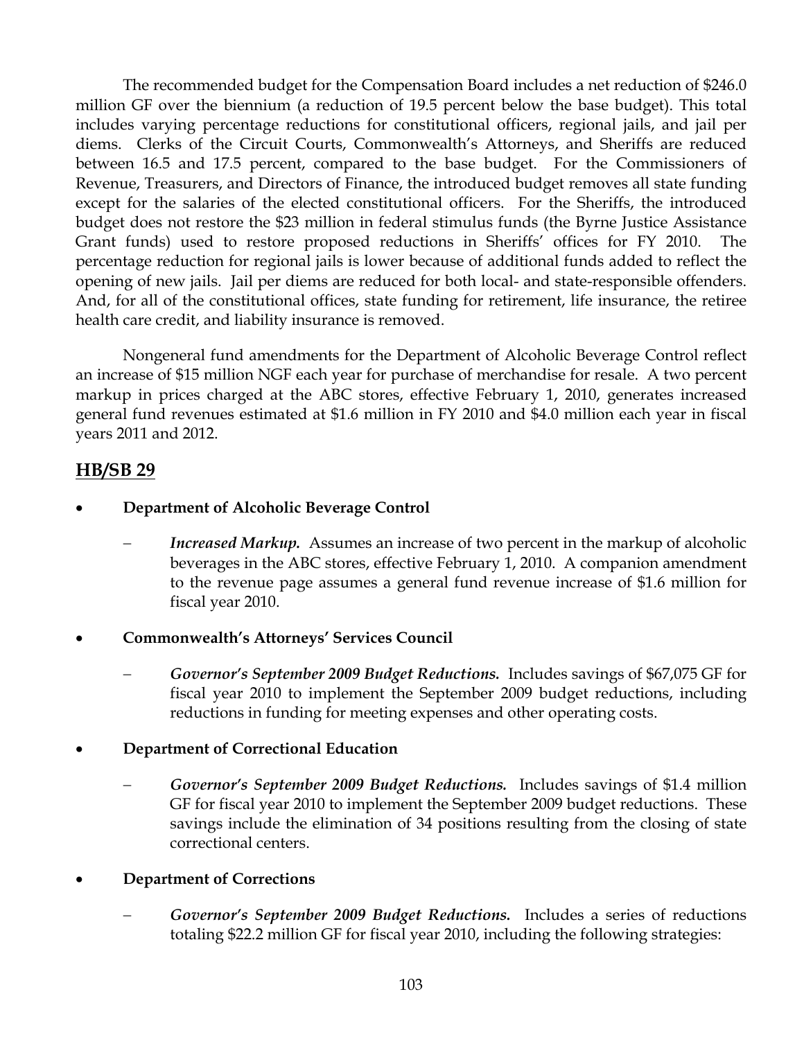The recommended budget for the Compensation Board includes a net reduction of $246.0 million GF over the biennium (a reduction of 19.5 percent below the base budget). This total includes varying percentage reductions for constitutional officers, regional jails, and jail per diems. Clerks of the Circuit Courts, Commonwealth's Attorneys, and Sheriffs are reduced between 16.5 and 17.5 percent, compared to the base budget. For the Commissioners of Revenue, Treasurers, and Directors of Finance, the introduced budget removes all state funding except for the salaries of the elected constitutional officers. For the Sheriffs, the introduced budget does not restore the $23 million in federal stimulus funds (the Byrne Justice Assistance Grant funds) used to restore proposed reductions in Sheriffs' offices for FY 2010. The percentage reduction for regional jails is lower because of additional funds added to reflect the opening of new jails. Jail per diems are reduced for both local- and state-responsible offenders. And, for all of the constitutional offices, state funding for retirement, life insurance, the retiree health care credit, and liability insurance is removed.

Nongeneral fund amendments for the Department of Alcoholic Beverage Control reflect an increase of $15 million NGF each year for purchase of merchandise for resale. A two percent markup in prices charged at the ABC stores, effective February 1, 2010, generates increased general fund revenues estimated at $1.6 million in FY 2010 and $4.0 million each year in fiscal years 2011 and 2012.

## HB/SB 29

- **Department of Alcoholic Beverage Control**
  - ***Increased Markup.*** Assumes an increase of two percent in the markup of alcoholic beverages in the ABC stores, effective February 1, 2010. A companion amendment to the revenue page assumes a general fund revenue increase of $1.6 million for fiscal year 2010.

- **Commonwealth's Attorneys' Services Council**
  - ***Governor's September 2009 Budget Reductions.*** Includes savings of $67,075 GF for fiscal year 2010 to implement the September 2009 budget reductions, including reductions in funding for meeting expenses and other operating costs.

- **Department of Correctional Education**
  - ***Governor's September 2009 Budget Reductions.*** Includes savings of $1.4 million GF for fiscal year 2010 to implement the September 2009 budget reductions. These savings include the elimination of 34 positions resulting from the closing of state correctional centers.

- **Department of Corrections**
  - ***Governor's September 2009 Budget Reductions.*** Includes a series of reductions totaling $22.2 million GF for fiscal year 2010, including the following strategies: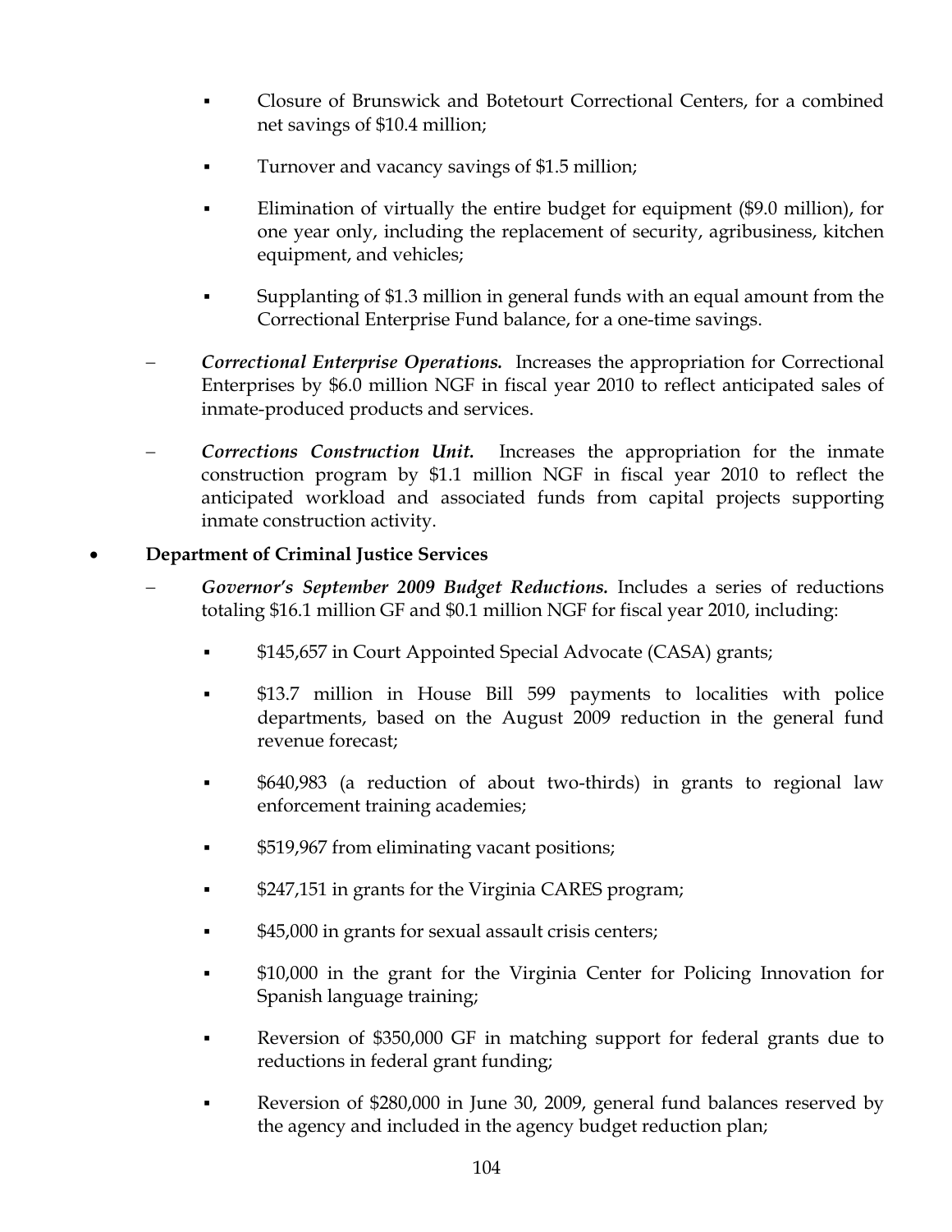- Closure of Brunswick and Botetourt Correctional Centers, for a combined net savings of $10.4 million;

    - Turnover and vacancy savings of $1.5 million;

    - Elimination of virtually the entire budget for equipment ($9.0 million), for one year only, including the replacement of security, agribusiness, kitchen equipment, and vehicles;

    - Supplanting of $1.3 million in general funds with an equal amount from the Correctional Enterprise Fund balance, for a one-time savings.

  - ***Correctional Enterprise Operations.*** Increases the appropriation for Correctional Enterprises by $6.0 million NGF in fiscal year 2010 to reflect anticipated sales of inmate-produced products and services.

  - ***Corrections Construction Unit.*** Increases the appropriation for the inmate construction program by $1.1 million NGF in fiscal year 2010 to reflect the anticipated workload and associated funds from capital projects supporting inmate construction activity.

- **Department of Criminal Justice Services**

  - ***Governor's September 2009 Budget Reductions.*** Includes a series of reductions totaling $16.1 million GF and $0.1 million NGF for fiscal year 2010, including:

    - $145,657 in Court Appointed Special Advocate (CASA) grants;

    - $13.7 million in House Bill 599 payments to localities with police departments, based on the August 2009 reduction in the general fund revenue forecast;

    - $640,983 (a reduction of about two-thirds) in grants to regional law enforcement training academies;

    - $519,967 from eliminating vacant positions;

    - $247,151 in grants for the Virginia CARES program;

    - $45,000 in grants for sexual assault crisis centers;

    - $10,000 in the grant for the Virginia Center for Policing Innovation for Spanish language training;

    - Reversion of $350,000 GF in matching support for federal grants due to reductions in federal grant funding;

    - Reversion of $280,000 in June 30, 2009, general fund balances reserved by the agency and included in the agency budget reduction plan;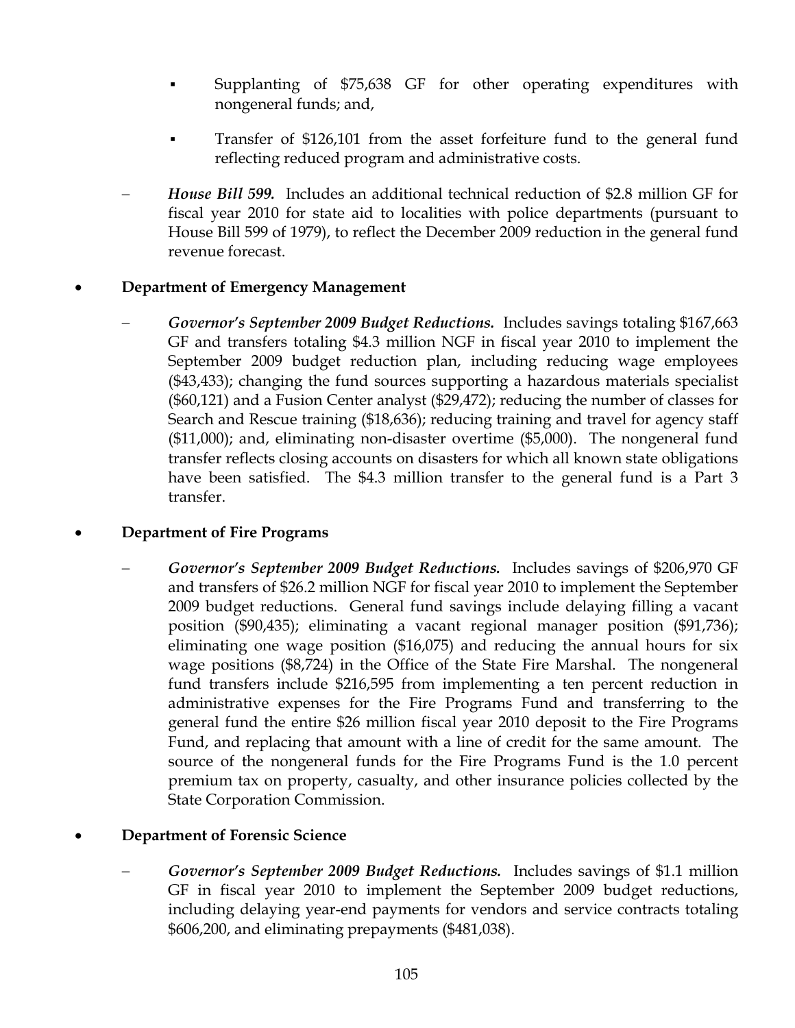- Supplanting of \$75,638 GF for other operating expenditures with nongeneral funds; and,
   - Transfer of \$126,101 from the asset forfeiture fund to the general fund reflecting reduced program and administrative costs.

- ***House Bill 599.*** Includes an additional technical reduction of \$2.8 million GF for fiscal year 2010 for state aid to localities with police departments (pursuant to House Bill 599 of 1979), to reflect the December 2009 reduction in the general fund revenue forecast.

- **Department of Emergency Management**

  - ***Governor's September 2009 Budget Reductions.*** Includes savings totaling \$167,663 GF and transfers totaling \$4.3 million NGF in fiscal year 2010 to implement the September 2009 budget reduction plan, including reducing wage employees (\$43,433); changing the fund sources supporting a hazardous materials specialist (\$60,121) and a Fusion Center analyst (\$29,472); reducing the number of classes for Search and Rescue training (\$18,636); reducing training and travel for agency staff (\$11,000); and, eliminating non-disaster overtime (\$5,000). The nongeneral fund transfer reflects closing accounts on disasters for which all known state obligations have been satisfied. The \$4.3 million transfer to the general fund is a Part 3 transfer.

- **Department of Fire Programs**

  - ***Governor's September 2009 Budget Reductions.*** Includes savings of \$206,970 GF and transfers of \$26.2 million NGF for fiscal year 2010 to implement the September 2009 budget reductions. General fund savings include delaying filling a vacant position (\$90,435); eliminating a vacant regional manager position (\$91,736); eliminating one wage position (\$16,075) and reducing the annual hours for six wage positions (\$8,724) in the Office of the State Fire Marshal. The nongeneral fund transfers include \$216,595 from implementing a ten percent reduction in administrative expenses for the Fire Programs Fund and transferring to the general fund the entire \$26 million fiscal year 2010 deposit to the Fire Programs Fund, and replacing that amount with a line of credit for the same amount. The source of the nongeneral funds for the Fire Programs Fund is the 1.0 percent premium tax on property, casualty, and other insurance policies collected by the State Corporation Commission.

- **Department of Forensic Science**

  - ***Governor's September 2009 Budget Reductions.*** Includes savings of \$1.1 million GF in fiscal year 2010 to implement the September 2009 budget reductions, including delaying year-end payments for vendors and service contracts totaling \$606,200, and eliminating prepayments (\$481,038).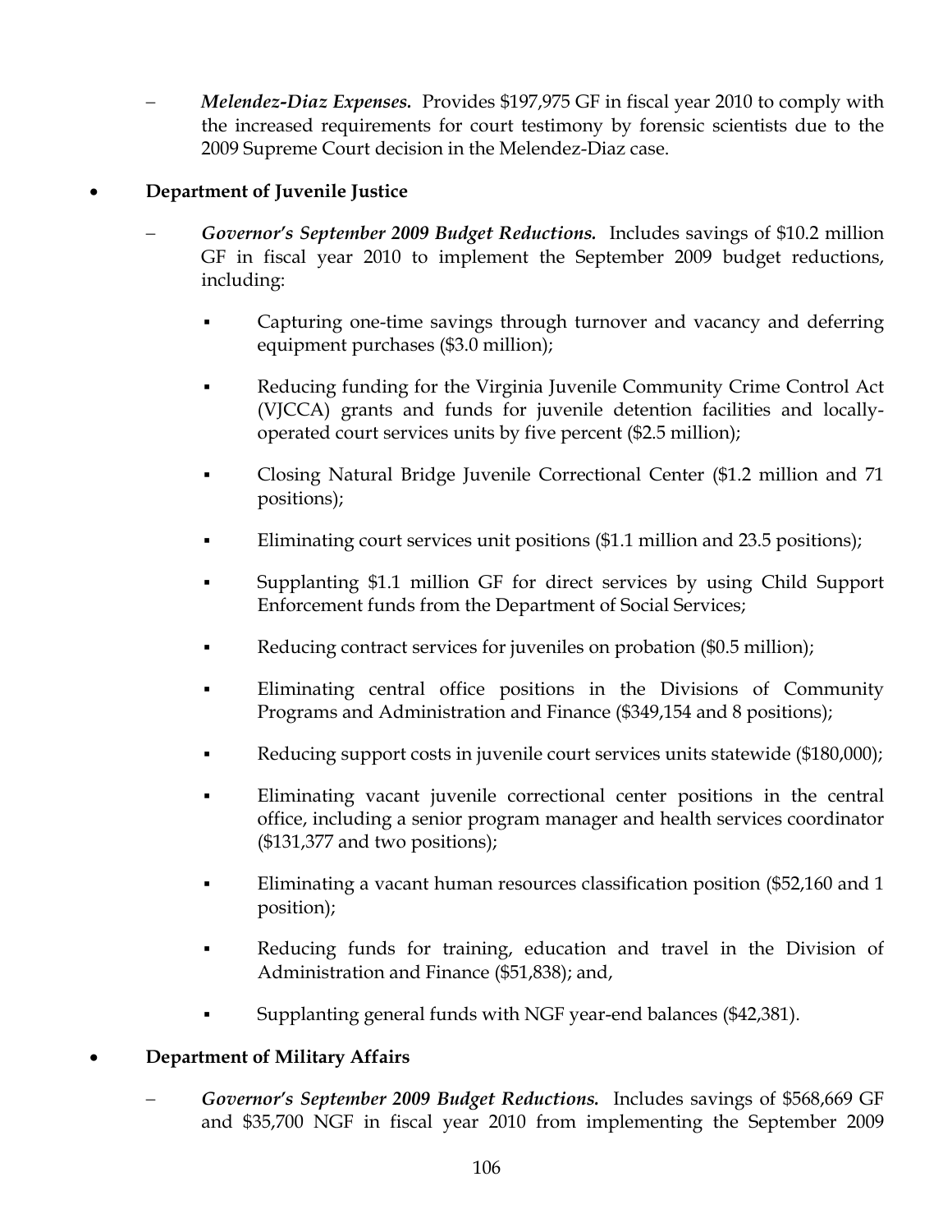- *Melendez-Diaz Expenses.* Provides $197,975 GF in fiscal year 2010 to comply with the increased requirements for court testimony by forensic scientists due to the 2009 Supreme Court decision in the Melendez-Diaz case.

- **Department of Juvenile Justice**

  - *Governor's September 2009 Budget Reductions.* Includes savings of $10.2 million GF in fiscal year 2010 to implement the September 2009 budget reductions, including:

    - Capturing one-time savings through turnover and vacancy and deferring equipment purchases ($3.0 million);
    - Reducing funding for the Virginia Juvenile Community Crime Control Act (VJCCA) grants and funds for juvenile detention facilities and locally-operated court services units by five percent ($2.5 million);
    - Closing Natural Bridge Juvenile Correctional Center ($1.2 million and 71 positions);
    - Eliminating court services unit positions ($1.1 million and 23.5 positions);
    - Supplanting $1.1 million GF for direct services by using Child Support Enforcement funds from the Department of Social Services;
    - Reducing contract services for juveniles on probation ($0.5 million);
    - Eliminating central office positions in the Divisions of Community Programs and Administration and Finance ($349,154 and 8 positions);
    - Reducing support costs in juvenile court services units statewide ($180,000);
    - Eliminating vacant juvenile correctional center positions in the central office, including a senior program manager and health services coordinator ($131,377 and two positions);
    - Eliminating a vacant human resources classification position ($52,160 and 1 position);
    - Reducing funds for training, education and travel in the Division of Administration and Finance ($51,838); and,
    - Supplanting general funds with NGF year-end balances ($42,381).

- **Department of Military Affairs**

  - *Governor's September 2009 Budget Reductions.* Includes savings of $568,669 GF and $35,700 NGF in fiscal year 2010 from implementing the September 2009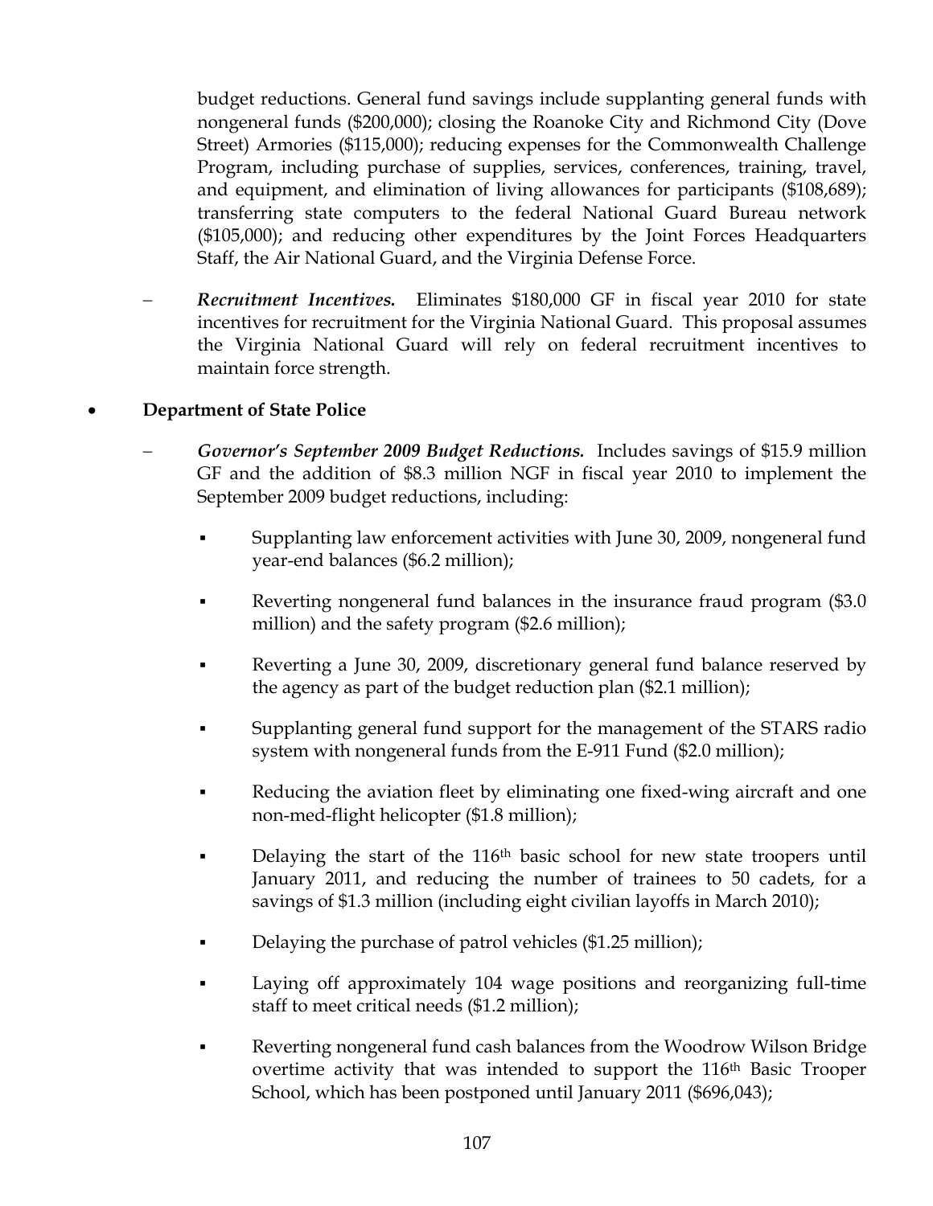budget reductions. General fund savings include supplanting general funds with nongeneral funds ($200,000); closing the Roanoke City and Richmond City (Dove Street) Armories ($115,000); reducing expenses for the Commonwealth Challenge Program, including purchase of supplies, services, conferences, training, travel, and equipment, and elimination of living allowances for participants ($108,689); transferring state computers to the federal National Guard Bureau network ($105,000); and reducing other expenditures by the Joint Forces Headquarters Staff, the Air National Guard, and the Virginia Defense Force.

- ***Recruitment Incentives.*** Eliminates $180,000 GF in fiscal year 2010 for state incentives for recruitment for the Virginia National Guard. This proposal assumes the Virginia National Guard will rely on federal recruitment incentives to maintain force strength.

- **Department of State Police**

  - ***Governor's September 2009 Budget Reductions.*** Includes savings of $15.9 million GF and the addition of $8.3 million NGF in fiscal year 2010 to implement the September 2009 budget reductions, including:

    - Supplanting law enforcement activities with June 30, 2009, nongeneral fund year-end balances ($6.2 million);
    - Reverting nongeneral fund balances in the insurance fraud program ($3.0 million) and the safety program ($2.6 million);
    - Reverting a June 30, 2009, discretionary general fund balance reserved by the agency as part of the budget reduction plan ($2.1 million);
    - Supplanting general fund support for the management of the STARS radio system with nongeneral funds from the E-911 Fund ($2.0 million);
    - Reducing the aviation fleet by eliminating one fixed-wing aircraft and one non-med-flight helicopter ($1.8 million);
    - Delaying the start of the 116th basic school for new state troopers until January 2011, and reducing the number of trainees to 50 cadets, for a savings of $1.3 million (including eight civilian layoffs in March 2010);
    - Delaying the purchase of patrol vehicles ($1.25 million);
    - Laying off approximately 104 wage positions and reorganizing full-time staff to meet critical needs ($1.2 million);
    - Reverting nongeneral fund cash balances from the Woodrow Wilson Bridge overtime activity that was intended to support the 116th Basic Trooper School, which has been postponed until January 2011 ($696,043);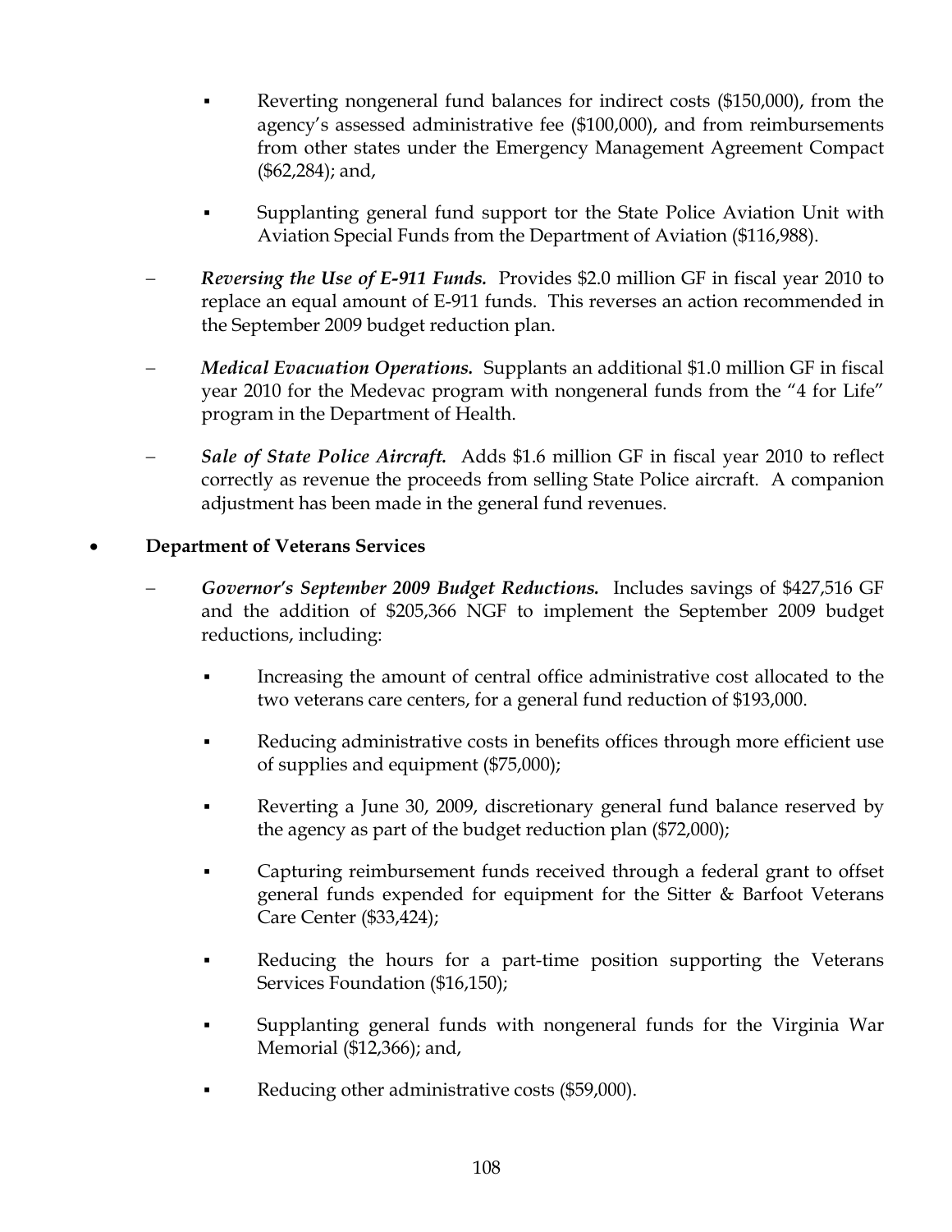- Reverting nongeneral fund balances for indirect costs ($150,000), from the agency's assessed administrative fee ($100,000), and from reimbursements from other states under the Emergency Management Agreement Compact ($62,284); and,

- Supplanting general fund support tor the State Police Aviation Unit with Aviation Special Funds from the Department of Aviation ($116,988).

– ***Reversing the Use of E-911 Funds.*** Provides $2.0 million GF in fiscal year 2010 to replace an equal amount of E-911 funds. This reverses an action recommended in the September 2009 budget reduction plan.

– ***Medical Evacuation Operations.*** Supplants an additional $1.0 million GF in fiscal year 2010 for the Medevac program with nongeneral funds from the "4 for Life" program in the Department of Health.

– ***Sale of State Police Aircraft.*** Adds $1.6 million GF in fiscal year 2010 to reflect correctly as revenue the proceeds from selling State Police aircraft. A companion adjustment has been made in the general fund revenues.

- **Department of Veterans Services**

  – ***Governor's September 2009 Budget Reductions.*** Includes savings of $427,516 GF and the addition of $205,366 NGF to implement the September 2009 budget reductions, including:

    - Increasing the amount of central office administrative cost allocated to the two veterans care centers, for a general fund reduction of $193,000.

    - Reducing administrative costs in benefits offices through more efficient use of supplies and equipment ($75,000);

    - Reverting a June 30, 2009, discretionary general fund balance reserved by the agency as part of the budget reduction plan ($72,000);

    - Capturing reimbursement funds received through a federal grant to offset general funds expended for equipment for the Sitter & Barfoot Veterans Care Center ($33,424);

    - Reducing the hours for a part-time position supporting the Veterans Services Foundation ($16,150);

    - Supplanting general funds with nongeneral funds for the Virginia War Memorial ($12,366); and,

    - Reducing other administrative costs ($59,000).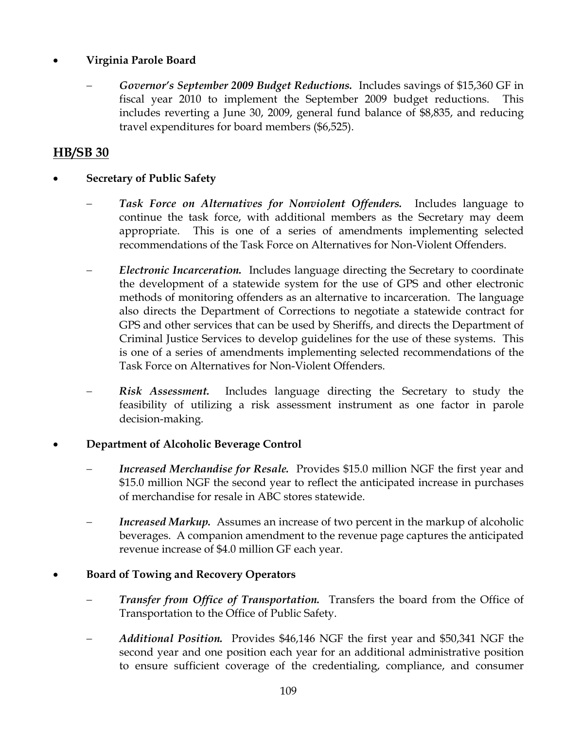- **Virginia Parole Board**

  - *Governor's September 2009 Budget Reductions.* Includes savings of $15,360 GF in fiscal year 2010 to implement the September 2009 budget reductions. This includes reverting a June 30, 2009, general fund balance of $8,835, and reducing travel expenditures for board members ($6,525).

## HB/SB 30

- **Secretary of Public Safety**

  - *Task Force on Alternatives for Nonviolent Offenders.* Includes language to continue the task force, with additional members as the Secretary may deem appropriate. This is one of a series of amendments implementing selected recommendations of the Task Force on Alternatives for Non-Violent Offenders.

  - *Electronic Incarceration.* Includes language directing the Secretary to coordinate the development of a statewide system for the use of GPS and other electronic methods of monitoring offenders as an alternative to incarceration. The language also directs the Department of Corrections to negotiate a statewide contract for GPS and other services that can be used by Sheriffs, and directs the Department of Criminal Justice Services to develop guidelines for the use of these systems. This is one of a series of amendments implementing selected recommendations of the Task Force on Alternatives for Non-Violent Offenders.

  - *Risk Assessment.* Includes language directing the Secretary to study the feasibility of utilizing a risk assessment instrument as one factor in parole decision-making.

- **Department of Alcoholic Beverage Control**

  - *Increased Merchandise for Resale.* Provides $15.0 million NGF the first year and $15.0 million NGF the second year to reflect the anticipated increase in purchases of merchandise for resale in ABC stores statewide.

  - *Increased Markup.* Assumes an increase of two percent in the markup of alcoholic beverages. A companion amendment to the revenue page captures the anticipated revenue increase of $4.0 million GF each year.

- **Board of Towing and Recovery Operators**

  - *Transfer from Office of Transportation.* Transfers the board from the Office of Transportation to the Office of Public Safety.

  - *Additional Position.* Provides $46,146 NGF the first year and $50,341 NGF the second year and one position each year for an additional administrative position to ensure sufficient coverage of the credentialing, compliance, and consumer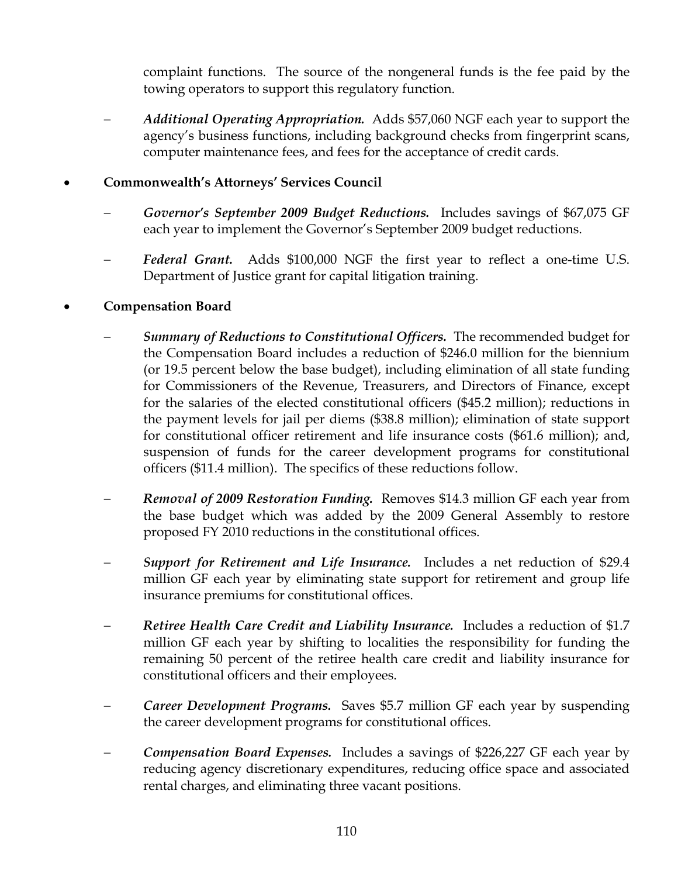complaint functions. The source of the nongeneral funds is the fee paid by the towing operators to support this regulatory function.

- ***Additional Operating Appropriation.*** Adds $57,060 NGF each year to support the agency's business functions, including background checks from fingerprint scans, computer maintenance fees, and fees for the acceptance of credit cards.

- **Commonwealth's Attorneys' Services Council**

  - ***Governor's September 2009 Budget Reductions.*** Includes savings of $67,075 GF each year to implement the Governor's September 2009 budget reductions.

  - ***Federal Grant.*** Adds $100,000 NGF the first year to reflect a one-time U.S. Department of Justice grant for capital litigation training.

- **Compensation Board**

  - ***Summary of Reductions to Constitutional Officers.*** The recommended budget for the Compensation Board includes a reduction of $246.0 million for the biennium (or 19.5 percent below the base budget), including elimination of all state funding for Commissioners of the Revenue, Treasurers, and Directors of Finance, except for the salaries of the elected constitutional officers ($45.2 million); reductions in the payment levels for jail per diems ($38.8 million); elimination of state support for constitutional officer retirement and life insurance costs ($61.6 million); and, suspension of funds for the career development programs for constitutional officers ($11.4 million). The specifics of these reductions follow.

  - ***Removal of 2009 Restoration Funding.*** Removes $14.3 million GF each year from the base budget which was added by the 2009 General Assembly to restore proposed FY 2010 reductions in the constitutional offices.

  - ***Support for Retirement and Life Insurance.*** Includes a net reduction of $29.4 million GF each year by eliminating state support for retirement and group life insurance premiums for constitutional offices.

  - ***Retiree Health Care Credit and Liability Insurance.*** Includes a reduction of $1.7 million GF each year by shifting to localities the responsibility for funding the remaining 50 percent of the retiree health care credit and liability insurance for constitutional officers and their employees.

  - ***Career Development Programs.*** Saves $5.7 million GF each year by suspending the career development programs for constitutional offices.

  - ***Compensation Board Expenses.*** Includes a savings of $226,227 GF each year by reducing agency discretionary expenditures, reducing office space and associated rental charges, and eliminating three vacant positions.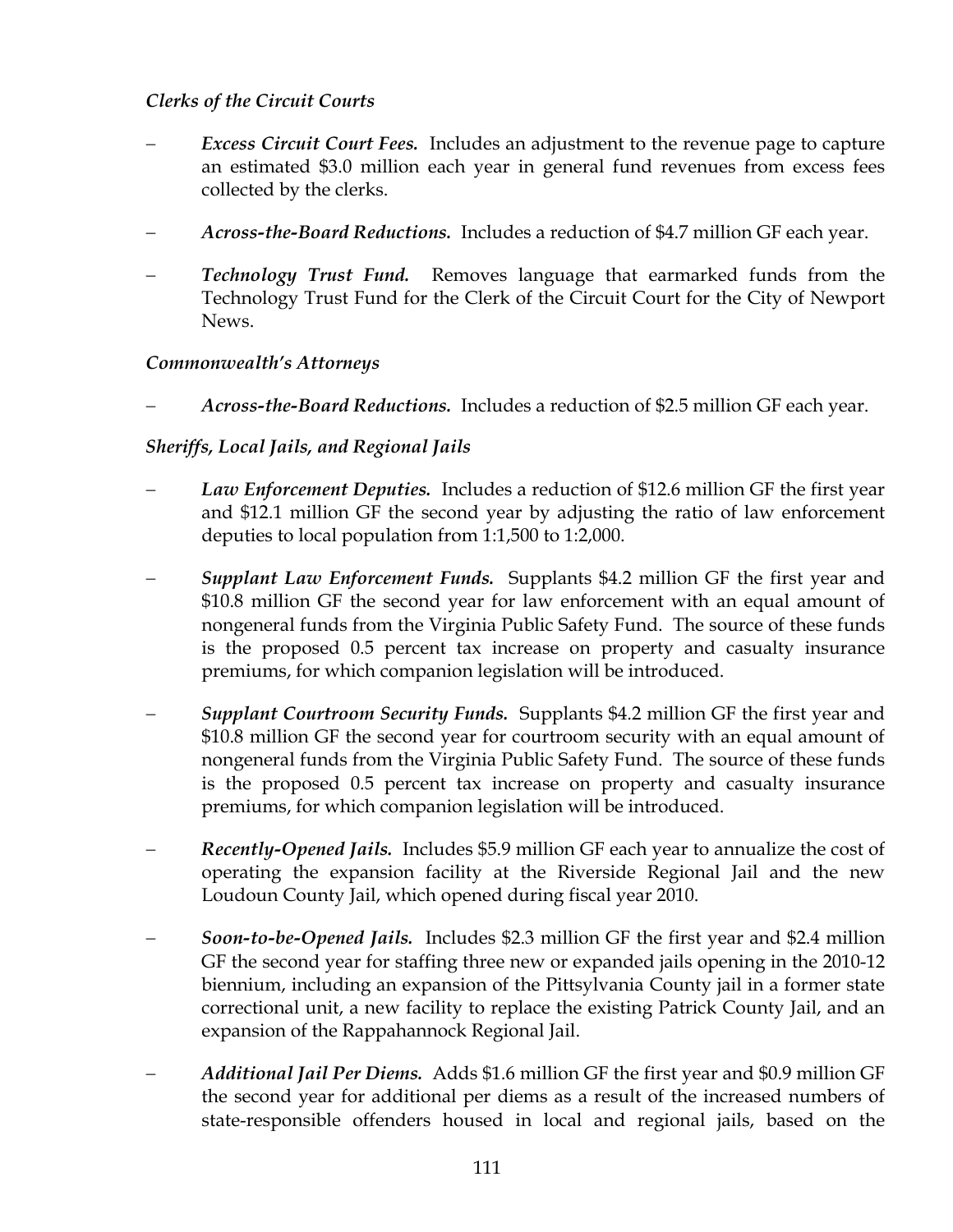*Clerks of the Circuit Courts*

- ***Excess Circuit Court Fees.*** Includes an adjustment to the revenue page to capture an estimated $3.0 million each year in general fund revenues from excess fees collected by the clerks.

- ***Across-the-Board Reductions.*** Includes a reduction of $4.7 million GF each year.

- ***Technology Trust Fund.*** Removes language that earmarked funds from the Technology Trust Fund for the Clerk of the Circuit Court for the City of Newport News.

*Commonwealth's Attorneys*

- ***Across-the-Board Reductions.*** Includes a reduction of $2.5 million GF each year.

*Sheriffs, Local Jails, and Regional Jails*

- ***Law Enforcement Deputies.*** Includes a reduction of $12.6 million GF the first year and $12.1 million GF the second year by adjusting the ratio of law enforcement deputies to local population from 1:1,500 to 1:2,000.

- ***Supplant Law Enforcement Funds.*** Supplants $4.2 million GF the first year and $10.8 million GF the second year for law enforcement with an equal amount of nongeneral funds from the Virginia Public Safety Fund. The source of these funds is the proposed 0.5 percent tax increase on property and casualty insurance premiums, for which companion legislation will be introduced.

- ***Supplant Courtroom Security Funds.*** Supplants $4.2 million GF the first year and $10.8 million GF the second year for courtroom security with an equal amount of nongeneral funds from the Virginia Public Safety Fund. The source of these funds is the proposed 0.5 percent tax increase on property and casualty insurance premiums, for which companion legislation will be introduced.

- ***Recently-Opened Jails.*** Includes $5.9 million GF each year to annualize the cost of operating the expansion facility at the Riverside Regional Jail and the new Loudoun County Jail, which opened during fiscal year 2010.

- ***Soon-to-be-Opened Jails.*** Includes $2.3 million GF the first year and $2.4 million GF the second year for staffing three new or expanded jails opening in the 2010-12 biennium, including an expansion of the Pittsylvania County jail in a former state correctional unit, a new facility to replace the existing Patrick County Jail, and an expansion of the Rappahannock Regional Jail.

- ***Additional Jail Per Diems.*** Adds $1.6 million GF the first year and $0.9 million GF the second year for additional per diems as a result of the increased numbers of state-responsible offenders housed in local and regional jails, based on the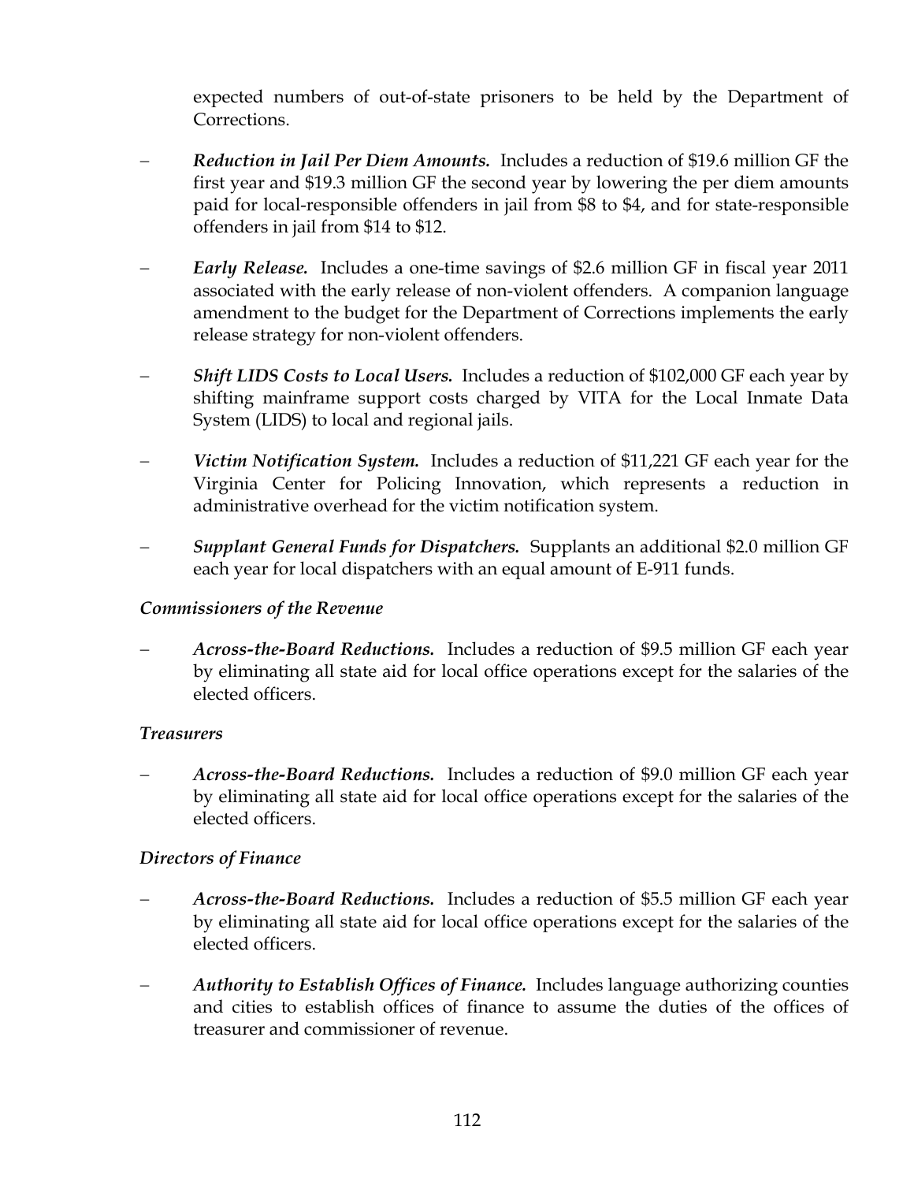expected numbers of out-of-state prisoners to be held by the Department of Corrections.

- ***Reduction in Jail Per Diem Amounts.*** Includes a reduction of $19.6 million GF the first year and $19.3 million GF the second year by lowering the per diem amounts paid for local-responsible offenders in jail from $8 to $4, and for state-responsible offenders in jail from $14 to $12.

- ***Early Release.*** Includes a one-time savings of $2.6 million GF in fiscal year 2011 associated with the early release of non-violent offenders. A companion language amendment to the budget for the Department of Corrections implements the early release strategy for non-violent offenders.

- ***Shift LIDS Costs to Local Users.*** Includes a reduction of $102,000 GF each year by shifting mainframe support costs charged by VITA for the Local Inmate Data System (LIDS) to local and regional jails.

- ***Victim Notification System.*** Includes a reduction of $11,221 GF each year for the Virginia Center for Policing Innovation, which represents a reduction in administrative overhead for the victim notification system.

- ***Supplant General Funds for Dispatchers.*** Supplants an additional $2.0 million GF each year for local dispatchers with an equal amount of E-911 funds.

*Commissioners of the Revenue*

- ***Across-the-Board Reductions.*** Includes a reduction of $9.5 million GF each year by eliminating all state aid for local office operations except for the salaries of the elected officers.

*Treasurers*

- ***Across-the-Board Reductions.*** Includes a reduction of $9.0 million GF each year by eliminating all state aid for local office operations except for the salaries of the elected officers.

*Directors of Finance*

- ***Across-the-Board Reductions.*** Includes a reduction of $5.5 million GF each year by eliminating all state aid for local office operations except for the salaries of the elected officers.

- ***Authority to Establish Offices of Finance.*** Includes language authorizing counties and cities to establish offices of finance to assume the duties of the offices of treasurer and commissioner of revenue.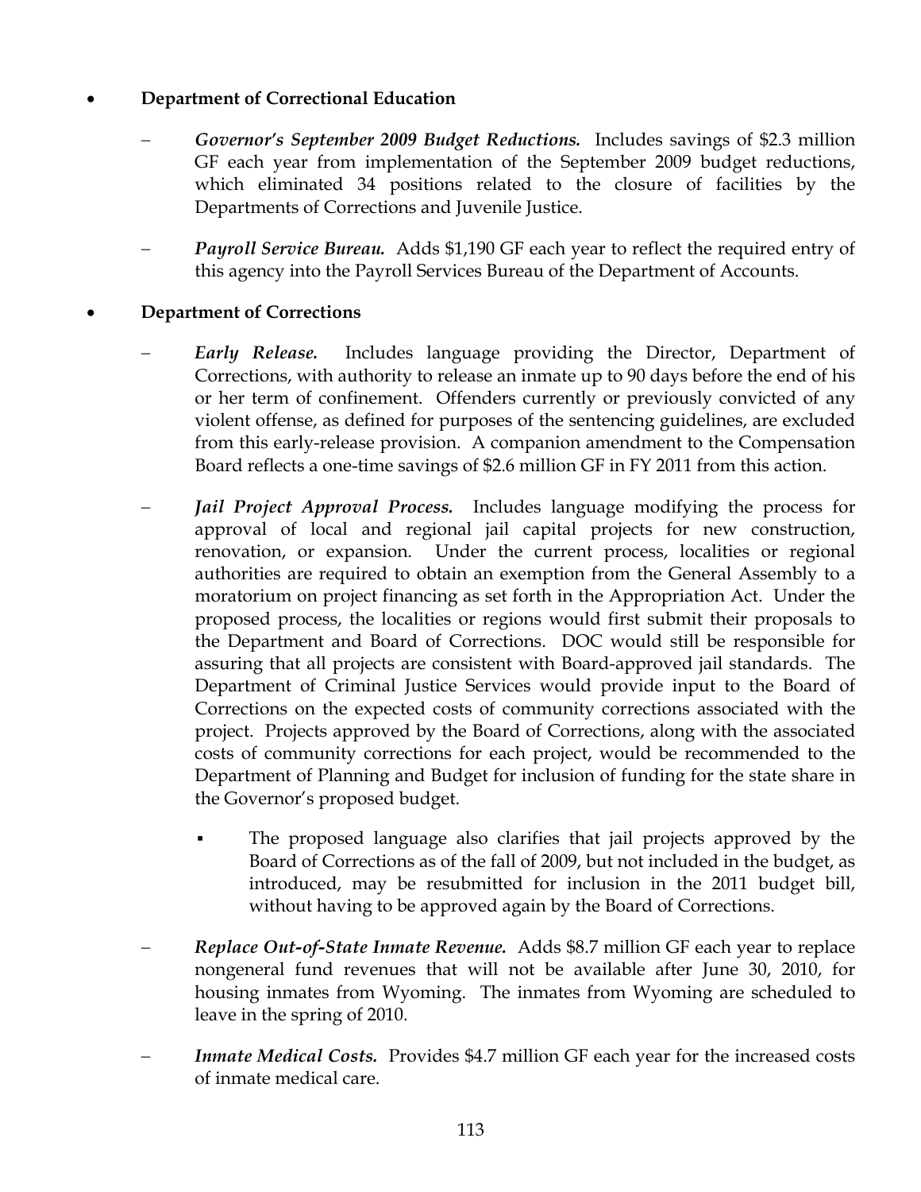- **Department of Correctional Education**

  - ***Governor's September 2009 Budget Reductions.*** Includes savings of $2.3 million GF each year from implementation of the September 2009 budget reductions, which eliminated 34 positions related to the closure of facilities by the Departments of Corrections and Juvenile Justice.

  - ***Payroll Service Bureau.*** Adds $1,190 GF each year to reflect the required entry of this agency into the Payroll Services Bureau of the Department of Accounts.

- **Department of Corrections**

  - ***Early Release.*** Includes language providing the Director, Department of Corrections, with authority to release an inmate up to 90 days before the end of his or her term of confinement. Offenders currently or previously convicted of any violent offense, as defined for purposes of the sentencing guidelines, are excluded from this early-release provision. A companion amendment to the Compensation Board reflects a one-time savings of $2.6 million GF in FY 2011 from this action.

  - ***Jail Project Approval Process.*** Includes language modifying the process for approval of local and regional jail capital projects for new construction, renovation, or expansion. Under the current process, localities or regional authorities are required to obtain an exemption from the General Assembly to a moratorium on project financing as set forth in the Appropriation Act. Under the proposed process, the localities or regions would first submit their proposals to the Department and Board of Corrections. DOC would still be responsible for assuring that all projects are consistent with Board-approved jail standards. The Department of Criminal Justice Services would provide input to the Board of Corrections on the expected costs of community corrections associated with the project. Projects approved by the Board of Corrections, along with the associated costs of community corrections for each project, would be recommended to the Department of Planning and Budget for inclusion of funding for the state share in the Governor's proposed budget.

    - The proposed language also clarifies that jail projects approved by the Board of Corrections as of the fall of 2009, but not included in the budget, as introduced, may be resubmitted for inclusion in the 2011 budget bill, without having to be approved again by the Board of Corrections.

  - ***Replace Out-of-State Inmate Revenue.*** Adds $8.7 million GF each year to replace nongeneral fund revenues that will not be available after June 30, 2010, for housing inmates from Wyoming. The inmates from Wyoming are scheduled to leave in the spring of 2010.

  - ***Inmate Medical Costs.*** Provides $4.7 million GF each year for the increased costs of inmate medical care.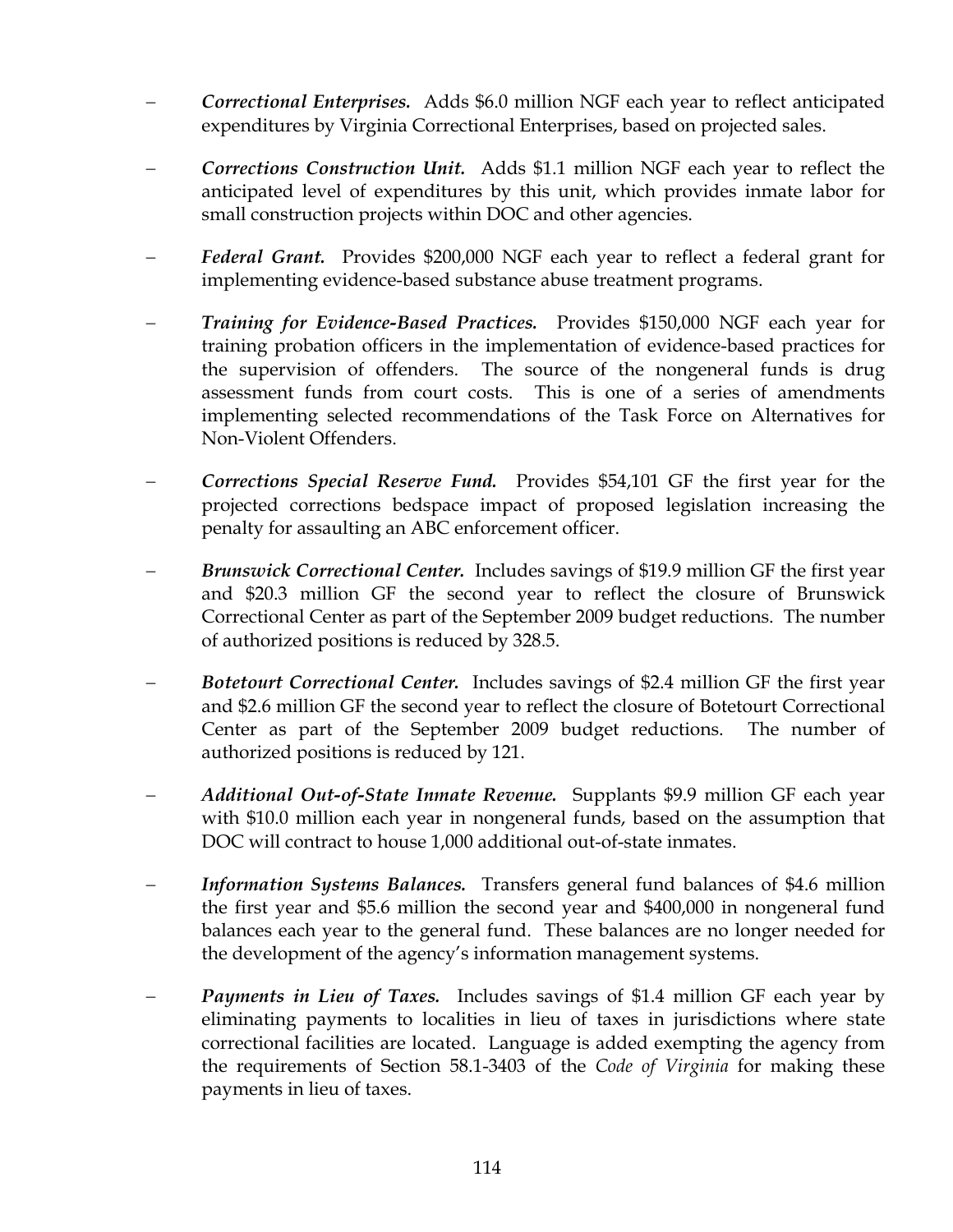- ***Correctional Enterprises.*** Adds $6.0 million NGF each year to reflect anticipated expenditures by Virginia Correctional Enterprises, based on projected sales.

- ***Corrections Construction Unit.*** Adds $1.1 million NGF each year to reflect the anticipated level of expenditures by this unit, which provides inmate labor for small construction projects within DOC and other agencies.

- ***Federal Grant.*** Provides $200,000 NGF each year to reflect a federal grant for implementing evidence-based substance abuse treatment programs.

- ***Training for Evidence-Based Practices.*** Provides $150,000 NGF each year for training probation officers in the implementation of evidence-based practices for the supervision of offenders. The source of the nongeneral funds is drug assessment funds from court costs. This is one of a series of amendments implementing selected recommendations of the Task Force on Alternatives for Non-Violent Offenders.

- ***Corrections Special Reserve Fund.*** Provides $54,101 GF the first year for the projected corrections bedspace impact of proposed legislation increasing the penalty for assaulting an ABC enforcement officer.

- ***Brunswick Correctional Center.*** Includes savings of $19.9 million GF the first year and $20.3 million GF the second year to reflect the closure of Brunswick Correctional Center as part of the September 2009 budget reductions. The number of authorized positions is reduced by 328.5.

- ***Botetourt Correctional Center.*** Includes savings of $2.4 million GF the first year and $2.6 million GF the second year to reflect the closure of Botetourt Correctional Center as part of the September 2009 budget reductions. The number of authorized positions is reduced by 121.

- ***Additional Out-of-State Inmate Revenue.*** Supplants $9.9 million GF each year with $10.0 million each year in nongeneral funds, based on the assumption that DOC will contract to house 1,000 additional out-of-state inmates.

- ***Information Systems Balances.*** Transfers general fund balances of $4.6 million the first year and $5.6 million the second year and $400,000 in nongeneral fund balances each year to the general fund. These balances are no longer needed for the development of the agency's information management systems.

- ***Payments in Lieu of Taxes.*** Includes savings of $1.4 million GF each year by eliminating payments to localities in lieu of taxes in jurisdictions where state correctional facilities are located. Language is added exempting the agency from the requirements of Section 58.1-3403 of the *Code of Virginia* for making these payments in lieu of taxes.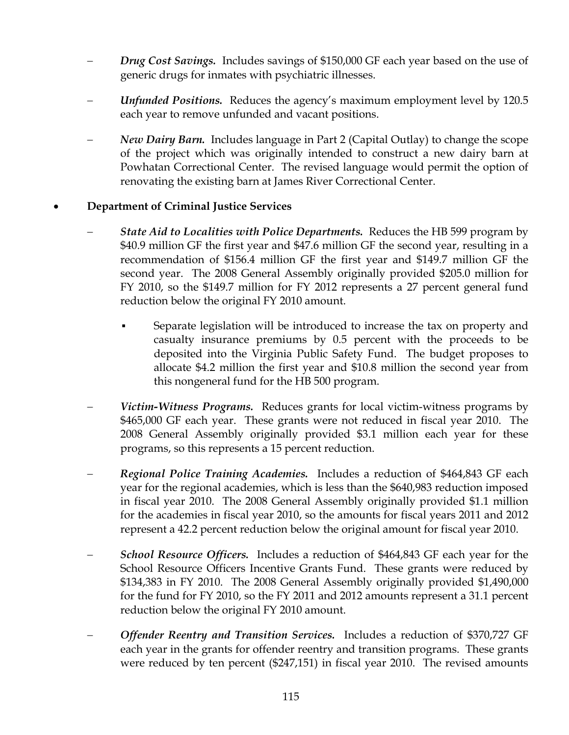- ***Drug Cost Savings.*** Includes savings of $150,000 GF each year based on the use of generic drugs for inmates with psychiatric illnesses.

- ***Unfunded Positions.*** Reduces the agency's maximum employment level by 120.5 each year to remove unfunded and vacant positions.

- ***New Dairy Barn.*** Includes language in Part 2 (Capital Outlay) to change the scope of the project which was originally intended to construct a new dairy barn at Powhatan Correctional Center. The revised language would permit the option of renovating the existing barn at James River Correctional Center.

- **Department of Criminal Justice Services**

  - ***State Aid to Localities with Police Departments.*** Reduces the HB 599 program by $40.9 million GF the first year and $47.6 million GF the second year, resulting in a recommendation of $156.4 million GF the first year and $149.7 million GF the second year. The 2008 General Assembly originally provided $205.0 million for FY 2010, so the $149.7 million for FY 2012 represents a 27 percent general fund reduction below the original FY 2010 amount.

    - Separate legislation will be introduced to increase the tax on property and casualty insurance premiums by 0.5 percent with the proceeds to be deposited into the Virginia Public Safety Fund. The budget proposes to allocate $4.2 million the first year and $10.8 million the second year from this nongeneral fund for the HB 500 program.

  - ***Victim-Witness Programs.*** Reduces grants for local victim-witness programs by $465,000 GF each year. These grants were not reduced in fiscal year 2010. The 2008 General Assembly originally provided $3.1 million each year for these programs, so this represents a 15 percent reduction.

  - ***Regional Police Training Academies.*** Includes a reduction of $464,843 GF each year for the regional academies, which is less than the $640,983 reduction imposed in fiscal year 2010. The 2008 General Assembly originally provided $1.1 million for the academies in fiscal year 2010, so the amounts for fiscal years 2011 and 2012 represent a 42.2 percent reduction below the original amount for fiscal year 2010.

  - ***School Resource Officers.*** Includes a reduction of $464,843 GF each year for the School Resource Officers Incentive Grants Fund. These grants were reduced by $134,383 in FY 2010. The 2008 General Assembly originally provided $1,490,000 for the fund for FY 2010, so the FY 2011 and 2012 amounts represent a 31.1 percent reduction below the original FY 2010 amount.

  - ***Offender Reentry and Transition Services.*** Includes a reduction of $370,727 GF each year in the grants for offender reentry and transition programs. These grants were reduced by ten percent ($247,151) in fiscal year 2010. The revised amounts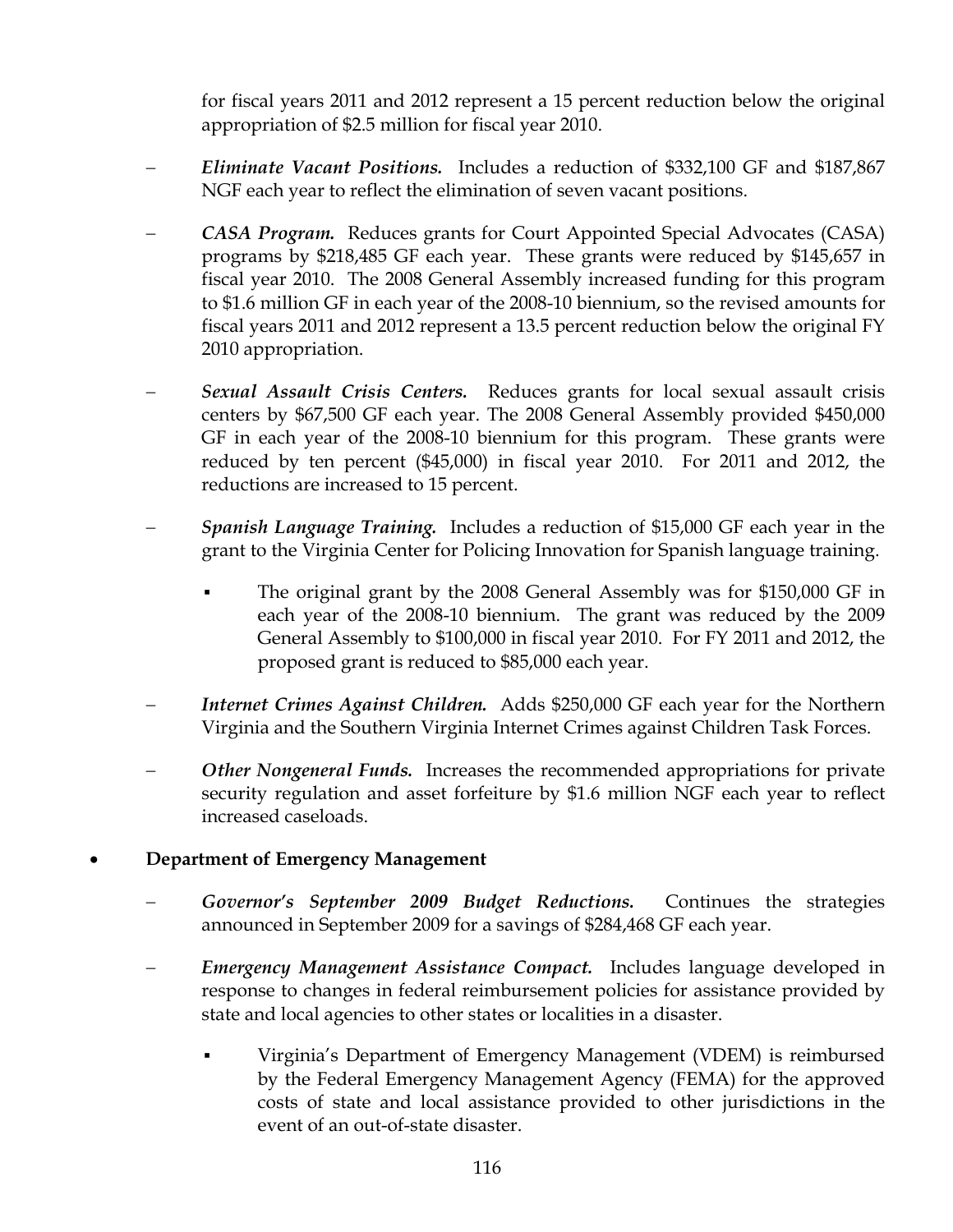for fiscal years 2011 and 2012 represent a 15 percent reduction below the original appropriation of $2.5 million for fiscal year 2010.

- ***Eliminate Vacant Positions.*** Includes a reduction of $332,100 GF and $187,867 NGF each year to reflect the elimination of seven vacant positions.

- ***CASA Program.*** Reduces grants for Court Appointed Special Advocates (CASA) programs by $218,485 GF each year. These grants were reduced by $145,657 in fiscal year 2010. The 2008 General Assembly increased funding for this program to $1.6 million GF in each year of the 2008-10 biennium, so the revised amounts for fiscal years 2011 and 2012 represent a 13.5 percent reduction below the original FY 2010 appropriation.

- ***Sexual Assault Crisis Centers.*** Reduces grants for local sexual assault crisis centers by $67,500 GF each year. The 2008 General Assembly provided $450,000 GF in each year of the 2008-10 biennium for this program. These grants were reduced by ten percent ($45,000) in fiscal year 2010. For 2011 and 2012, the reductions are increased to 15 percent.

- ***Spanish Language Training.*** Includes a reduction of $15,000 GF each year in the grant to the Virginia Center for Policing Innovation for Spanish language training.
  - The original grant by the 2008 General Assembly was for $150,000 GF in each year of the 2008-10 biennium. The grant was reduced by the 2009 General Assembly to $100,000 in fiscal year 2010. For FY 2011 and 2012, the proposed grant is reduced to $85,000 each year.

- ***Internet Crimes Against Children.*** Adds $250,000 GF each year for the Northern Virginia and the Southern Virginia Internet Crimes against Children Task Forces.

- ***Other Nongeneral Funds.*** Increases the recommended appropriations for private security regulation and asset forfeiture by $1.6 million NGF each year to reflect increased caseloads.

- **Department of Emergency Management**

  - ***Governor's September 2009 Budget Reductions.*** Continues the strategies announced in September 2009 for a savings of $284,468 GF each year.

  - ***Emergency Management Assistance Compact.*** Includes language developed in response to changes in federal reimbursement policies for assistance provided by state and local agencies to other states or localities in a disaster.
    - Virginia's Department of Emergency Management (VDEM) is reimbursed by the Federal Emergency Management Agency (FEMA) for the approved costs of state and local assistance provided to other jurisdictions in the event of an out-of-state disaster.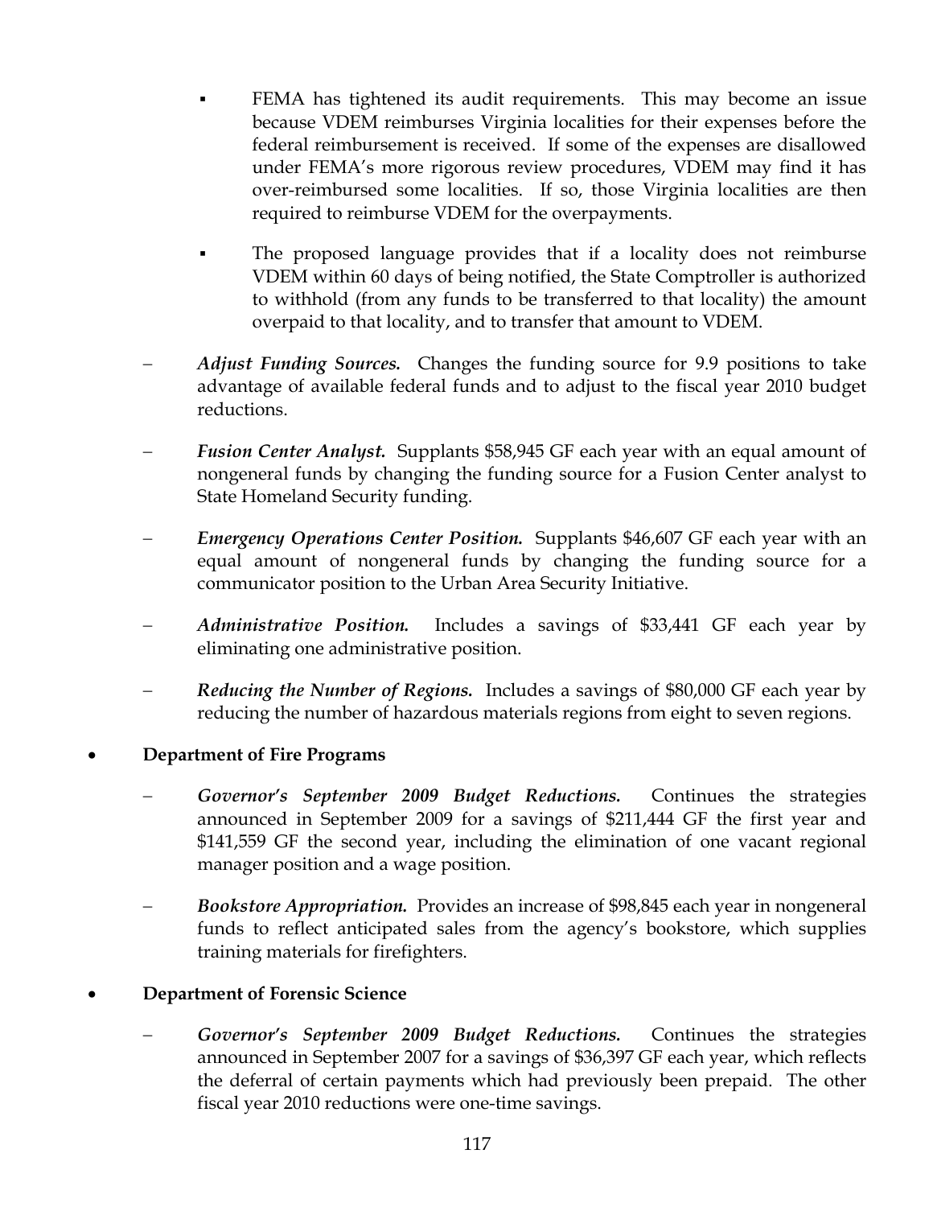- FEMA has tightened its audit requirements. This may become an issue because VDEM reimburses Virginia localities for their expenses before the federal reimbursement is received. If some of the expenses are disallowed under FEMA's more rigorous review procedures, VDEM may find it has over-reimbursed some localities. If so, those Virginia localities are then required to reimburse VDEM for the overpayments.

    - The proposed language provides that if a locality does not reimburse VDEM within 60 days of being notified, the State Comptroller is authorized to withhold (from any funds to be transferred to that locality) the amount overpaid to that locality, and to transfer that amount to VDEM.

  - ***Adjust Funding Sources.*** Changes the funding source for 9.9 positions to take advantage of available federal funds and to adjust to the fiscal year 2010 budget reductions.

  - ***Fusion Center Analyst.*** Supplants $58,945 GF each year with an equal amount of nongeneral funds by changing the funding source for a Fusion Center analyst to State Homeland Security funding.

  - ***Emergency Operations Center Position.*** Supplants $46,607 GF each year with an equal amount of nongeneral funds by changing the funding source for a communicator position to the Urban Area Security Initiative.

  - ***Administrative Position.*** Includes a savings of $33,441 GF each year by eliminating one administrative position.

  - ***Reducing the Number of Regions.*** Includes a savings of $80,000 GF each year by reducing the number of hazardous materials regions from eight to seven regions.

- **Department of Fire Programs**

  - ***Governor's September 2009 Budget Reductions.*** Continues the strategies announced in September 2009 for a savings of $211,444 GF the first year and $141,559 GF the second year, including the elimination of one vacant regional manager position and a wage position.

  - ***Bookstore Appropriation.*** Provides an increase of $98,845 each year in nongeneral funds to reflect anticipated sales from the agency's bookstore, which supplies training materials for firefighters.

- **Department of Forensic Science**

  - ***Governor's September 2009 Budget Reductions.*** Continues the strategies announced in September 2007 for a savings of $36,397 GF each year, which reflects the deferral of certain payments which had previously been prepaid. The other fiscal year 2010 reductions were one-time savings.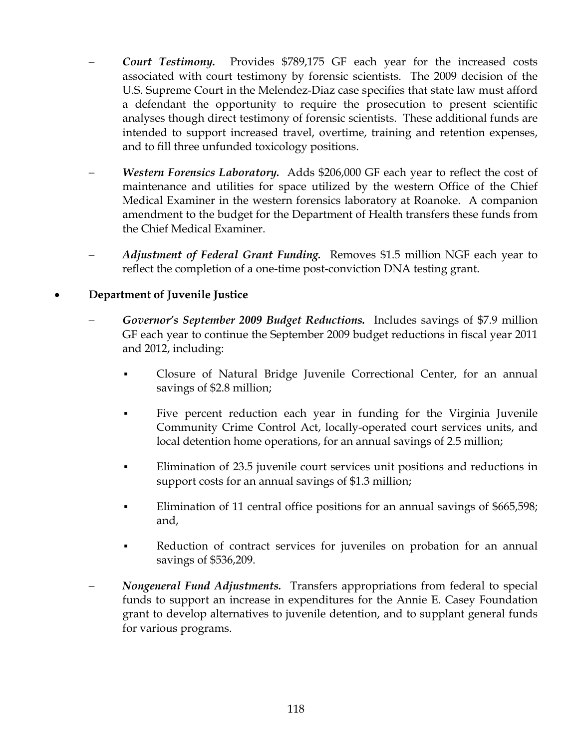- ***Court Testimony.*** Provides $789,175 GF each year for the increased costs associated with court testimony by forensic scientists. The 2009 decision of the U.S. Supreme Court in the Melendez-Diaz case specifies that state law must afford a defendant the opportunity to require the prosecution to present scientific analyses though direct testimony of forensic scientists. These additional funds are intended to support increased travel, overtime, training and retention expenses, and to fill three unfunded toxicology positions.

- ***Western Forensics Laboratory.*** Adds $206,000 GF each year to reflect the cost of maintenance and utilities for space utilized by the western Office of the Chief Medical Examiner in the western forensics laboratory at Roanoke. A companion amendment to the budget for the Department of Health transfers these funds from the Chief Medical Examiner.

- ***Adjustment of Federal Grant Funding.*** Removes $1.5 million NGF each year to reflect the completion of a one-time post-conviction DNA testing grant.

- **Department of Juvenile Justice**

  - ***Governor's September 2009 Budget Reductions.*** Includes savings of $7.9 million GF each year to continue the September 2009 budget reductions in fiscal year 2011 and 2012, including:

    - Closure of Natural Bridge Juvenile Correctional Center, for an annual savings of $2.8 million;

    - Five percent reduction each year in funding for the Virginia Juvenile Community Crime Control Act, locally-operated court services units, and local detention home operations, for an annual savings of 2.5 million;

    - Elimination of 23.5 juvenile court services unit positions and reductions in support costs for an annual savings of $1.3 million;

    - Elimination of 11 central office positions for an annual savings of $665,598; and,

    - Reduction of contract services for juveniles on probation for an annual savings of $536,209.

  - ***Nongeneral Fund Adjustments.*** Transfers appropriations from federal to special funds to support an increase in expenditures for the Annie E. Casey Foundation grant to develop alternatives to juvenile detention, and to supplant general funds for various programs.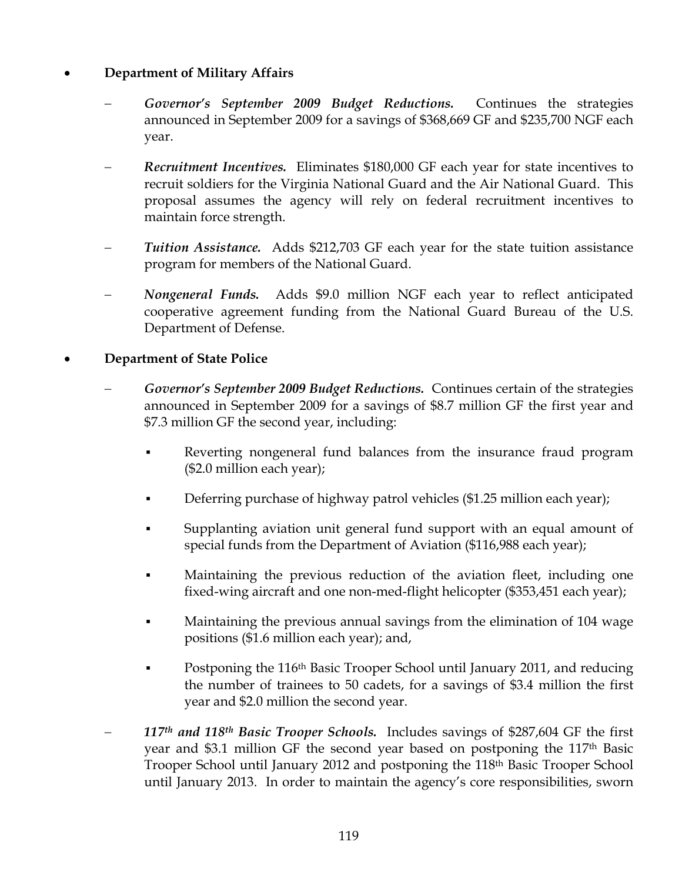- **Department of Military Affairs**

  - ***Governor's September 2009 Budget Reductions.*** Continues the strategies announced in September 2009 for a savings of $368,669 GF and $235,700 NGF each year.

  - ***Recruitment Incentives.*** Eliminates $180,000 GF each year for state incentives to recruit soldiers for the Virginia National Guard and the Air National Guard. This proposal assumes the agency will rely on federal recruitment incentives to maintain force strength.

  - ***Tuition Assistance.*** Adds $212,703 GF each year for the state tuition assistance program for members of the National Guard.

  - ***Nongeneral Funds.*** Adds $9.0 million NGF each year to reflect anticipated cooperative agreement funding from the National Guard Bureau of the U.S. Department of Defense.

- **Department of State Police**

  - ***Governor's September 2009 Budget Reductions.*** Continues certain of the strategies announced in September 2009 for a savings of $8.7 million GF the first year and $7.3 million GF the second year, including:

    - Reverting nongeneral fund balances from the insurance fraud program ($2.0 million each year);

    - Deferring purchase of highway patrol vehicles ($1.25 million each year);

    - Supplanting aviation unit general fund support with an equal amount of special funds from the Department of Aviation ($116,988 each year);

    - Maintaining the previous reduction of the aviation fleet, including one fixed-wing aircraft and one non-med-flight helicopter ($353,451 each year);

    - Maintaining the previous annual savings from the elimination of 104 wage positions ($1.6 million each year); and,

    - Postponing the 116th Basic Trooper School until January 2011, and reducing the number of trainees to 50 cadets, for a savings of $3.4 million the first year and $2.0 million the second year.

  - ***117th and 118th Basic Trooper Schools.*** Includes savings of $287,604 GF the first year and $3.1 million GF the second year based on postponing the 117th Basic Trooper School until January 2012 and postponing the 118th Basic Trooper School until January 2013. In order to maintain the agency's core responsibilities, sworn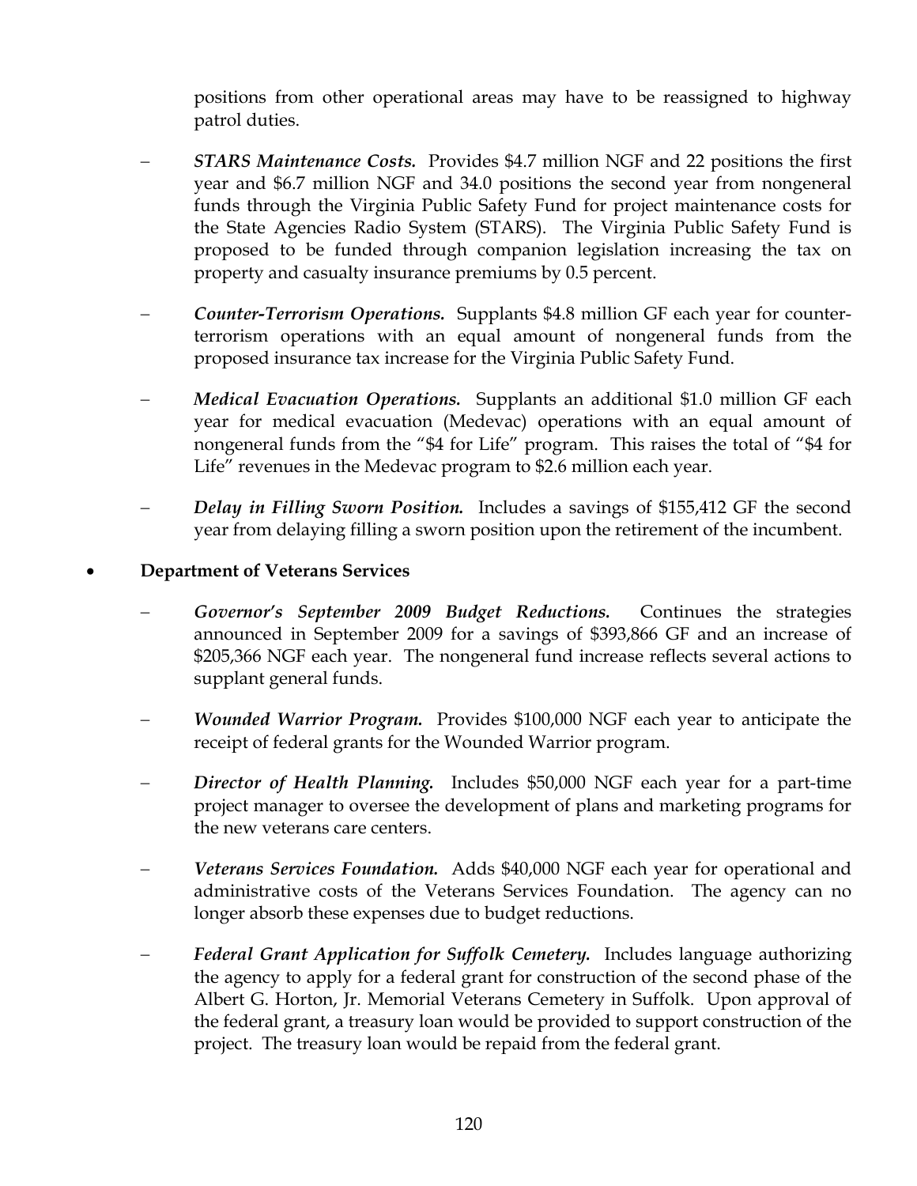positions from other operational areas may have to be reassigned to highway patrol duties.

- ***STARS Maintenance Costs.*** Provides $4.7 million NGF and 22 positions the first year and $6.7 million NGF and 34.0 positions the second year from nongeneral funds through the Virginia Public Safety Fund for project maintenance costs for the State Agencies Radio System (STARS). The Virginia Public Safety Fund is proposed to be funded through companion legislation increasing the tax on property and casualty insurance premiums by 0.5 percent.

- ***Counter-Terrorism Operations.*** Supplants $4.8 million GF each year for counter-terrorism operations with an equal amount of nongeneral funds from the proposed insurance tax increase for the Virginia Public Safety Fund.

- ***Medical Evacuation Operations.*** Supplants an additional $1.0 million GF each year for medical evacuation (Medevac) operations with an equal amount of nongeneral funds from the "$4 for Life" program. This raises the total of "$4 for Life" revenues in the Medevac program to $2.6 million each year.

- ***Delay in Filling Sworn Position.*** Includes a savings of $155,412 GF the second year from delaying filling a sworn position upon the retirement of the incumbent.

- **Department of Veterans Services**

  - ***Governor's September 2009 Budget Reductions.*** Continues the strategies announced in September 2009 for a savings of $393,866 GF and an increase of $205,366 NGF each year. The nongeneral fund increase reflects several actions to supplant general funds.

  - ***Wounded Warrior Program.*** Provides $100,000 NGF each year to anticipate the receipt of federal grants for the Wounded Warrior program.

  - ***Director of Health Planning.*** Includes $50,000 NGF each year for a part-time project manager to oversee the development of plans and marketing programs for the new veterans care centers.

  - ***Veterans Services Foundation.*** Adds $40,000 NGF each year for operational and administrative costs of the Veterans Services Foundation. The agency can no longer absorb these expenses due to budget reductions.

  - ***Federal Grant Application for Suffolk Cemetery.*** Includes language authorizing the agency to apply for a federal grant for construction of the second phase of the Albert G. Horton, Jr. Memorial Veterans Cemetery in Suffolk. Upon approval of the federal grant, a treasury loan would be provided to support construction of the project. The treasury loan would be repaid from the federal grant.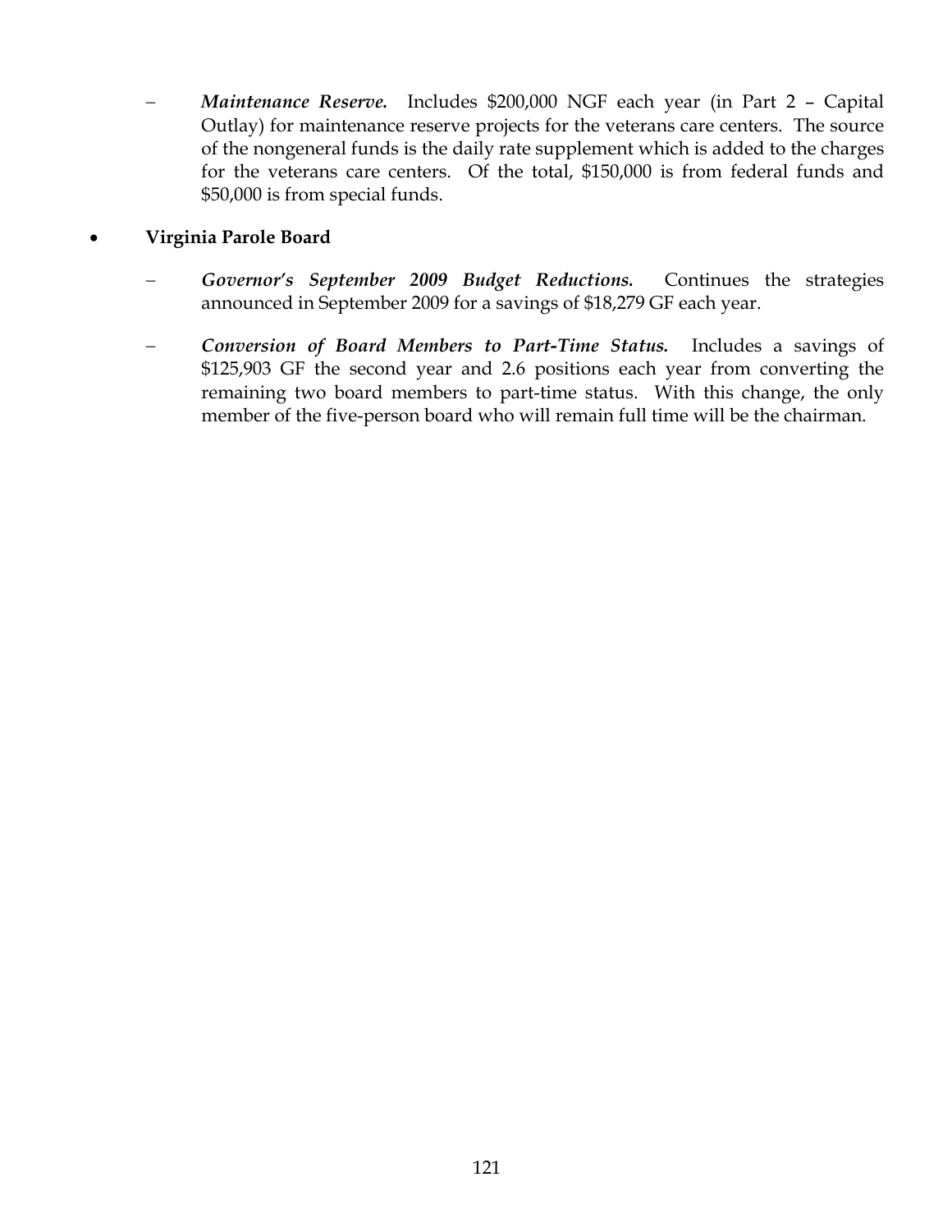- ***Maintenance Reserve.*** Includes $200,000 NGF each year (in Part 2 – Capital Outlay) for maintenance reserve projects for the veterans care centers. The source of the nongeneral funds is the daily rate supplement which is added to the charges for the veterans care centers. Of the total, $150,000 is from federal funds and $50,000 is from special funds.

- **Virginia Parole Board**

  - ***Governor's September 2009 Budget Reductions.*** Continues the strategies announced in September 2009 for a savings of $18,279 GF each year.

  - ***Conversion of Board Members to Part-Time Status.*** Includes a savings of $125,903 GF the second year and 2.6 positions each year from converting the remaining two board members to part-time status. With this change, the only member of the five-person board who will remain full time will be the chairman.